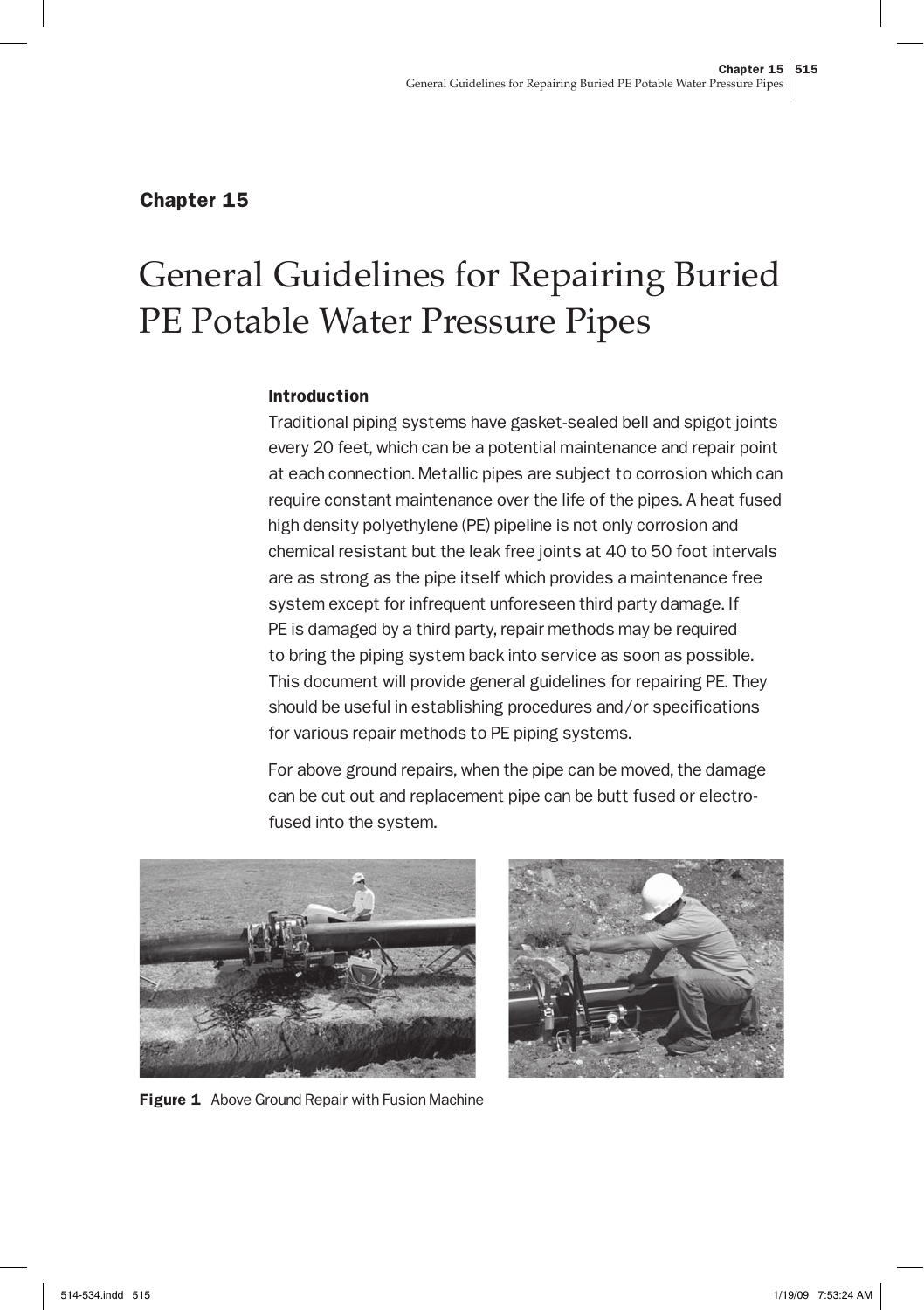## Chapter 15

# General Guidelines for Repairing Buried PE Potable Water Pressure Pipes

### Introduction

Traditional piping systems have gasket-sealed bell and spigot joints every 20 feet, which can be a potential maintenance and repair point at each connection. Metallic pipes are subject to corrosion which can require constant maintenance over the life of the pipes. A heat fused high density polyethylene (PE) pipeline is not only corrosion and chemical resistant but the leak free joints at 40 to 50 foot intervals are as strong as the pipe itself which provides a maintenance free system except for infrequent unforeseen third party damage. If PE is damaged by a third party, repair methods may be required to bring the piping system back into service as soon as possible. This document will provide general guidelines for repairing PE. They should be useful in establishing procedures and/or specifications for various repair methods to PE piping systems.

For above ground repairs, when the pipe can be moved, the damage can be cut out and replacement pipe can be butt fused or electro-fused into the system.

**Figure 1** Above Ground Repair with Fusion Machine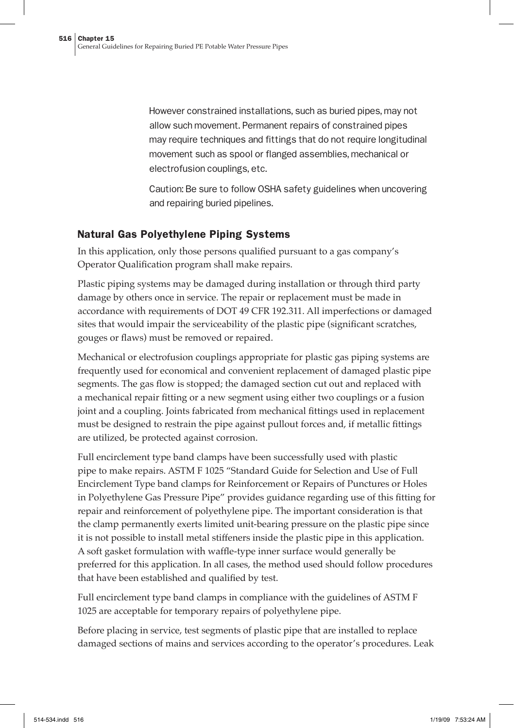However constrained installations, such as buried pipes, may not allow such movement. Permanent repairs of constrained pipes may require techniques and fittings that do not require longitudinal movement such as spool or flanged assemblies, mechanical or electrofusion couplings, etc.

Caution: Be sure to follow OSHA safety guidelines when uncovering and repairing buried pipelines.

## Natural Gas Polyethylene Piping Systems

In this application, only those persons qualified pursuant to a gas company's Operator Qualification program shall make repairs.

Plastic piping systems may be damaged during installation or through third party damage by others once in service. The repair or replacement must be made in accordance with requirements of DOT 49 CFR 192.311. All imperfections or damaged sites that would impair the serviceability of the plastic pipe (significant scratches, gouges or flaws) must be removed or repaired.

Mechanical or electrofusion couplings appropriate for plastic gas piping systems are frequently used for economical and convenient replacement of damaged plastic pipe segments. The gas flow is stopped; the damaged section cut out and replaced with a mechanical repair fitting or a new segment using either two couplings or a fusion joint and a coupling. Joints fabricated from mechanical fittings used in replacement must be designed to restrain the pipe against pullout forces and, if metallic fittings are utilized, be protected against corrosion.

Full encirclement type band clamps have been successfully used with plastic pipe to make repairs. ASTM F 1025 "Standard Guide for Selection and Use of Full Encirclement Type band clamps for Reinforcement or Repairs of Punctures or Holes in Polyethylene Gas Pressure Pipe" provides guidance regarding use of this fitting for repair and reinforcement of polyethylene pipe. The important consideration is that the clamp permanently exerts limited unit-bearing pressure on the plastic pipe since it is not possible to install metal stiffeners inside the plastic pipe in this application. A soft gasket formulation with waffle-type inner surface would generally be preferred for this application. In all cases, the method used should follow procedures that have been established and qualified by test.

Full encirclement type band clamps in compliance with the guidelines of ASTM F 1025 are acceptable for temporary repairs of polyethylene pipe.

Before placing in service, test segments of plastic pipe that are installed to replace damaged sections of mains and services according to the operator's procedures. Leak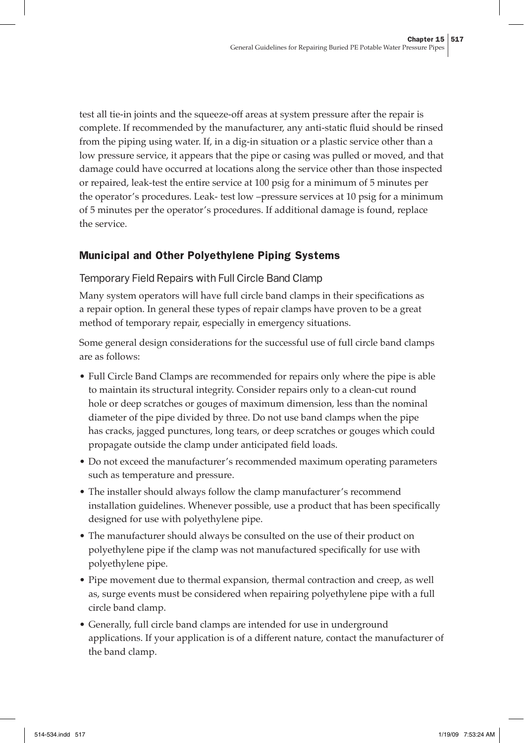test all tie-in joints and the squeeze-off areas at system pressure after the repair is complete. If recommended by the manufacturer, any anti-static fluid should be rinsed from the piping using water. If, in a dig-in situation or a plastic service other than a low pressure service, it appears that the pipe or casing was pulled or moved, and that damage could have occurred at locations along the service other than those inspected or repaired, leak-test the entire service at 100 psig for a minimum of 5 minutes per the operator's procedures. Leak- test low –pressure services at 10 psig for a minimum of 5 minutes per the operator's procedures. If additional damage is found, replace the service.

## Municipal and Other Polyethylene Piping Systems

### Temporary Field Repairs with Full Circle Band Clamp

Many system operators will have full circle band clamps in their specifications as a repair option. In general these types of repair clamps have proven to be a great method of temporary repair, especially in emergency situations.

Some general design considerations for the successful use of full circle band clamps are as follows:

- Full Circle Band Clamps are recommended for repairs only where the pipe is able to maintain its structural integrity. Consider repairs only to a clean-cut round hole or deep scratches or gouges of maximum dimension, less than the nominal diameter of the pipe divided by three. Do not use band clamps when the pipe has cracks, jagged punctures, long tears, or deep scratches or gouges which could propagate outside the clamp under anticipated field loads.
- Do not exceed the manufacturer's recommended maximum operating parameters such as temperature and pressure.
- The installer should always follow the clamp manufacturer's recommend installation guidelines. Whenever possible, use a product that has been specifically designed for use with polyethylene pipe.
- The manufacturer should always be consulted on the use of their product on polyethylene pipe if the clamp was not manufactured specifically for use with polyethylene pipe.
- Pipe movement due to thermal expansion, thermal contraction and creep, as well as, surge events must be considered when repairing polyethylene pipe with a full circle band clamp.
- Generally, full circle band clamps are intended for use in underground applications. If your application is of a different nature, contact the manufacturer of the band clamp.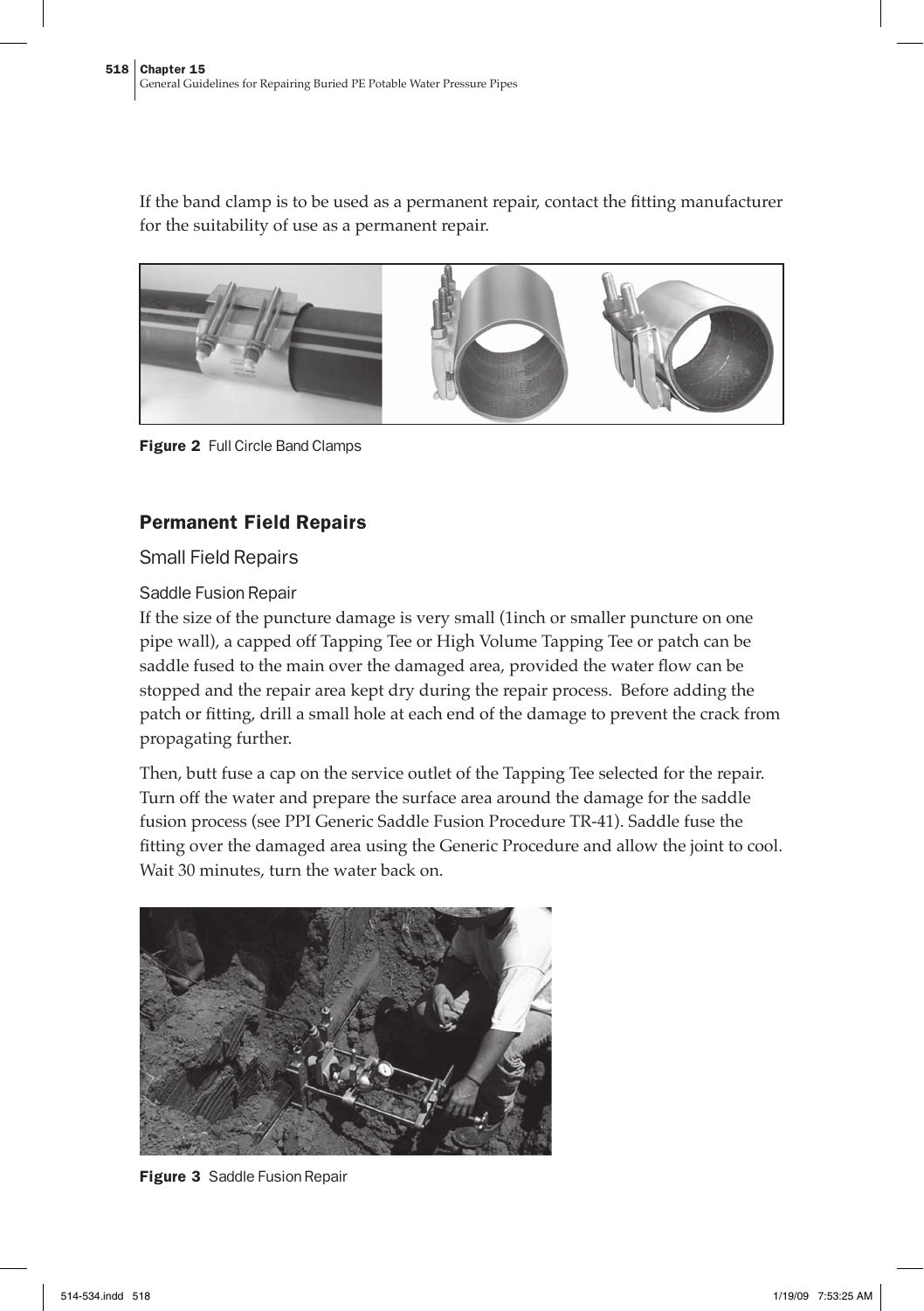If the band clamp is to be used as a permanent repair, contact the fitting manufacturer for the suitability of use as a permanent repair.

**Figure 2** Full Circle Band Clamps

### Permanent Field Repairs

#### Small Field Repairs

##### Saddle Fusion Repair

If the size of the puncture damage is very small (1inch or smaller puncture on one pipe wall), a capped off Tapping Tee or High Volume Tapping Tee or patch can be saddle fused to the main over the damaged area, provided the water flow can be stopped and the repair area kept dry during the repair process.  Before adding the patch or fitting, drill a small hole at each end of the damage to prevent the crack from propagating further.

Then, butt fuse a cap on the service outlet of the Tapping Tee selected for the repair. Turn off the water and prepare the surface area around the damage for the saddle fusion process (see PPI Generic Saddle Fusion Procedure TR-41). Saddle fuse the fitting over the damaged area using the Generic Procedure and allow the joint to cool. Wait 30 minutes, turn the water back on.

**Figure 3** Saddle Fusion Repair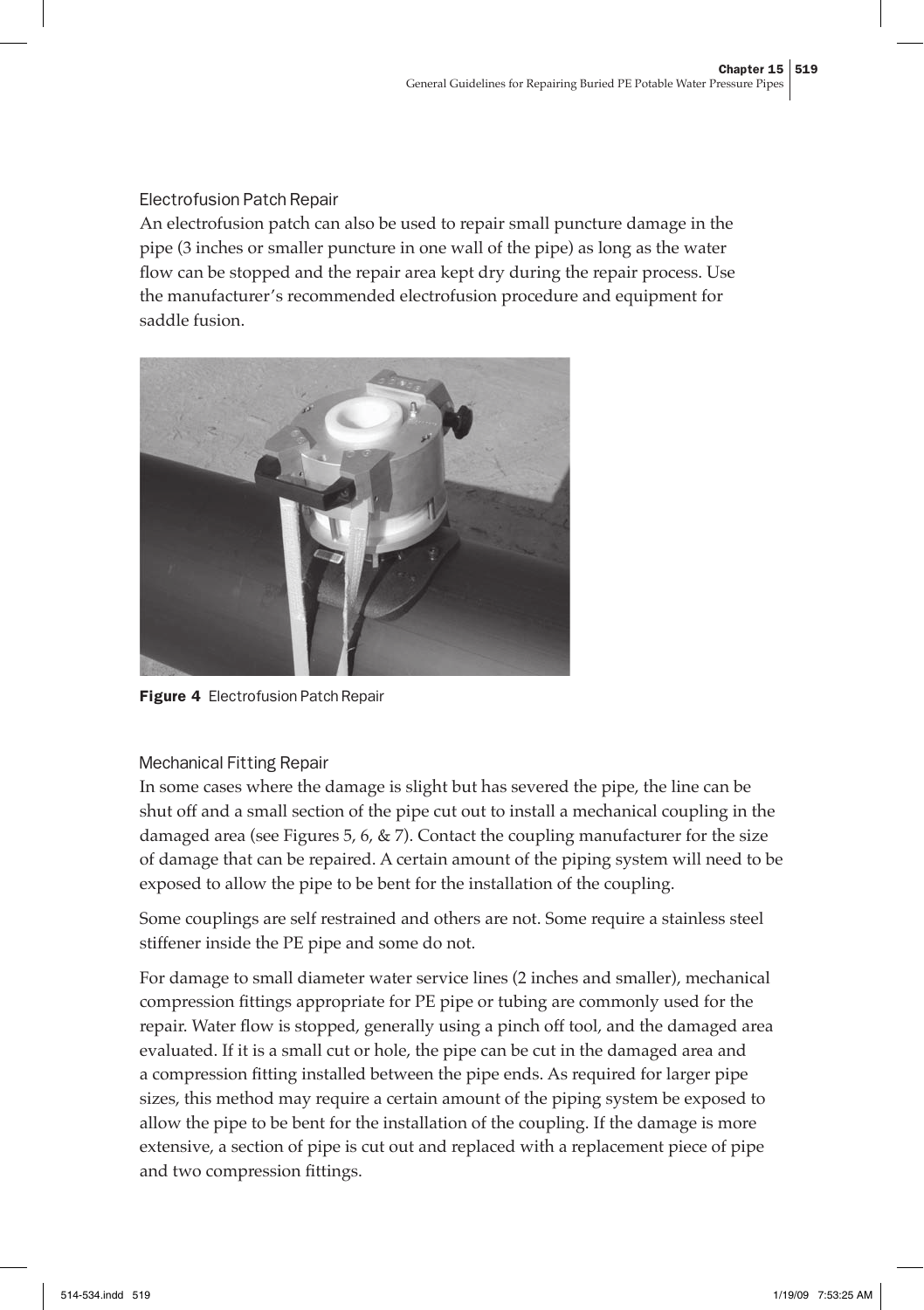### Electrofusion Patch Repair

An electrofusion patch can also be used to repair small puncture damage in the pipe (3 inches or smaller puncture in one wall of the pipe) as long as the water flow can be stopped and the repair area kept dry during the repair process. Use the manufacturer's recommended electrofusion procedure and equipment for saddle fusion.

**Figure 4** Electrofusion Patch Repair

### Mechanical Fitting Repair

In some cases where the damage is slight but has severed the pipe, the line can be shut off and a small section of the pipe cut out to install a mechanical coupling in the damaged area (see Figures 5, 6, & 7). Contact the coupling manufacturer for the size of damage that can be repaired. A certain amount of the piping system will need to be exposed to allow the pipe to be bent for the installation of the coupling.

Some couplings are self restrained and others are not. Some require a stainless steel stiffener inside the PE pipe and some do not.

For damage to small diameter water service lines (2 inches and smaller), mechanical compression fittings appropriate for PE pipe or tubing are commonly used for the repair. Water flow is stopped, generally using a pinch off tool, and the damaged area evaluated. If it is a small cut or hole, the pipe can be cut in the damaged area and a compression fitting installed between the pipe ends. As required for larger pipe sizes, this method may require a certain amount of the piping system be exposed to allow the pipe to be bent for the installation of the coupling. If the damage is more extensive, a section of pipe is cut out and replaced with a replacement piece of pipe and two compression fittings.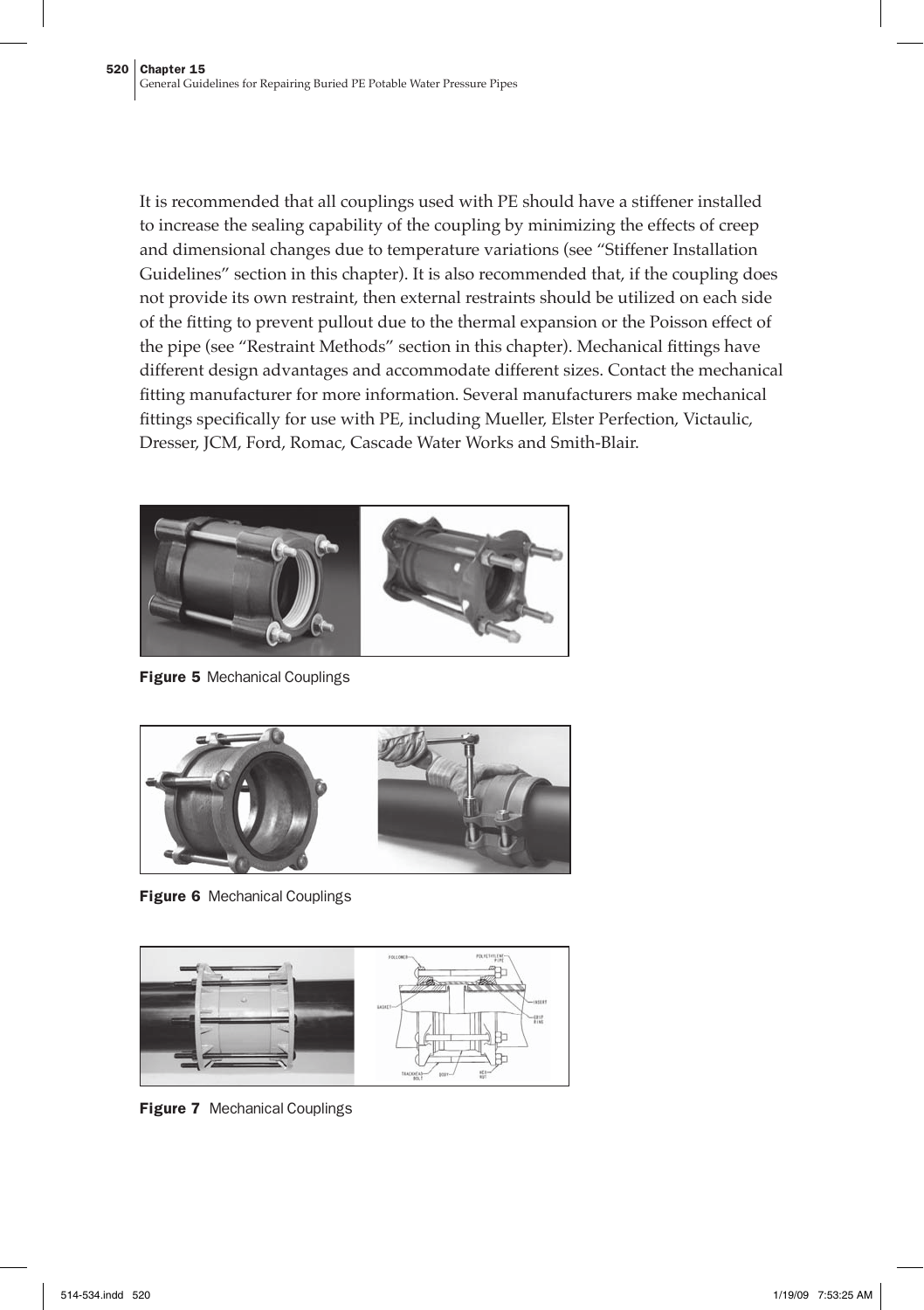It is recommended that all couplings used with PE should have a stiffener installed to increase the sealing capability of the coupling by minimizing the effects of creep and dimensional changes due to temperature variations (see "Stiffener Installation Guidelines" section in this chapter). It is also recommended that, if the coupling does not provide its own restraint, then external restraints should be utilized on each side of the fitting to prevent pullout due to the thermal expansion or the Poisson effect of the pipe (see "Restraint Methods" section in this chapter). Mechanical fittings have different design advantages and accommodate different sizes. Contact the mechanical fitting manufacturer for more information. Several manufacturers make mechanical fittings specifically for use with PE, including Mueller, Elster Perfection, Victaulic, Dresser, JCM, Ford, Romac, Cascade Water Works and Smith-Blair.

**Figure 5** Mechanical Couplings

**Figure 6** Mechanical Couplings

**Figure 7** Mechanical Couplings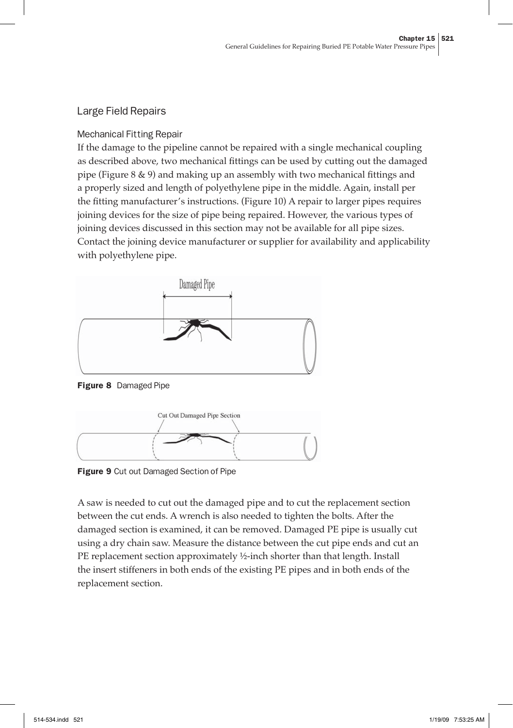## Large Field Repairs

### Mechanical Fitting Repair

If the damage to the pipeline cannot be repaired with a single mechanical coupling as described above, two mechanical fittings can be used by cutting out the damaged pipe (Figure 8 & 9) and making up an assembly with two mechanical fittings and a properly sized and length of polyethylene pipe in the middle. Again, install per the fitting manufacturer's instructions. (Figure 10) A repair to larger pipes requires joining devices for the size of pipe being repaired. However, the various types of joining devices discussed in this section may not be available for all pipe sizes. Contact the joining device manufacturer or supplier for availability and applicability with polyethylene pipe.

**Figure 8** Damaged Pipe

**Figure 9** Cut out Damaged Section of Pipe

A saw is needed to cut out the damaged pipe and to cut the replacement section between the cut ends. A wrench is also needed to tighten the bolts. After the damaged section is examined, it can be removed. Damaged PE pipe is usually cut using a dry chain saw. Measure the distance between the cut pipe ends and cut an PE replacement section approximately ½-inch shorter than that length. Install the insert stiffeners in both ends of the existing PE pipes and in both ends of the replacement section.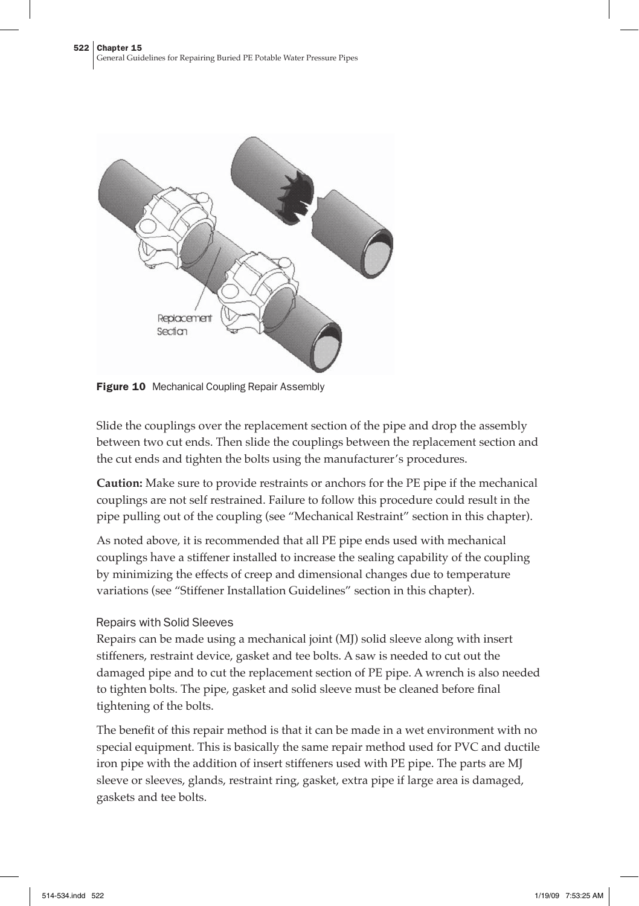Replacement Section

Figure 10 Mechanical Coupling Repair Assembly

Slide the couplings over the replacement section of the pipe and drop the assembly between two cut ends. Then slide the couplings between the replacement section and the cut ends and tighten the bolts using the manufacturer's procedures.

**Caution:** Make sure to provide restraints or anchors for the PE pipe if the mechanical couplings are not self restrained. Failure to follow this procedure could result in the pipe pulling out of the coupling (see "Mechanical Restraint" section in this chapter).

As noted above, it is recommended that all PE pipe ends used with mechanical couplings have a stiffener installed to increase the sealing capability of the coupling by minimizing the effects of creep and dimensional changes due to temperature variations (see "Stiffener Installation Guidelines" section in this chapter).

### Repairs with Solid Sleeves

Repairs can be made using a mechanical joint (MJ) solid sleeve along with insert stiffeners, restraint device, gasket and tee bolts. A saw is needed to cut out the damaged pipe and to cut the replacement section of PE pipe. A wrench is also needed to tighten bolts. The pipe, gasket and solid sleeve must be cleaned before final tightening of the bolts.

The benefit of this repair method is that it can be made in a wet environment with no special equipment. This is basically the same repair method used for PVC and ductile iron pipe with the addition of insert stiffeners used with PE pipe. The parts are MJ sleeve or sleeves, glands, restraint ring, gasket, extra pipe if large area is damaged, gaskets and tee bolts.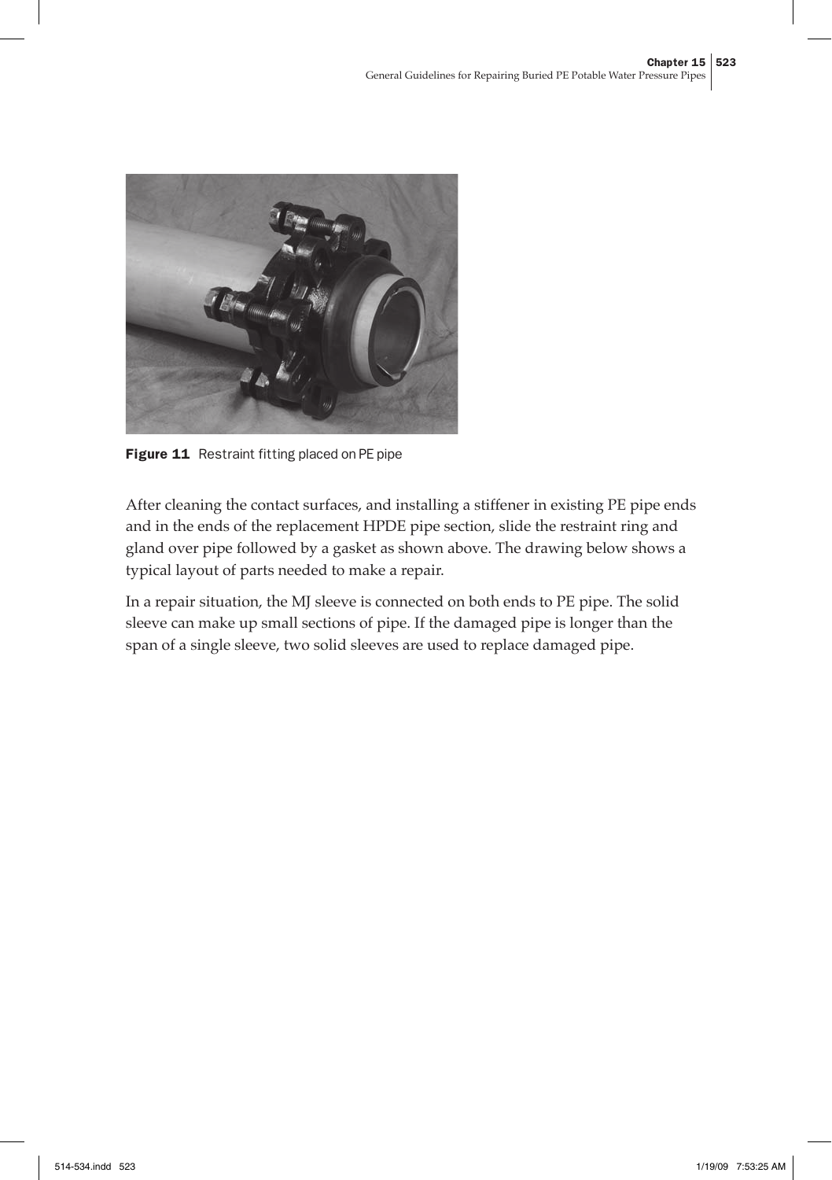Figure 11  Restraint fitting placed on PE pipe

After cleaning the contact surfaces, and installing a stiffener in existing PE pipe ends and in the ends of the replacement HPDE pipe section, slide the restraint ring and gland over pipe followed by a gasket as shown above. The drawing below shows a typical layout of parts needed to make a repair.

In a repair situation, the MJ sleeve is connected on both ends to PE pipe. The solid sleeve can make up small sections of pipe. If the damaged pipe is longer than the span of a single sleeve, two solid sleeves are used to replace damaged pipe.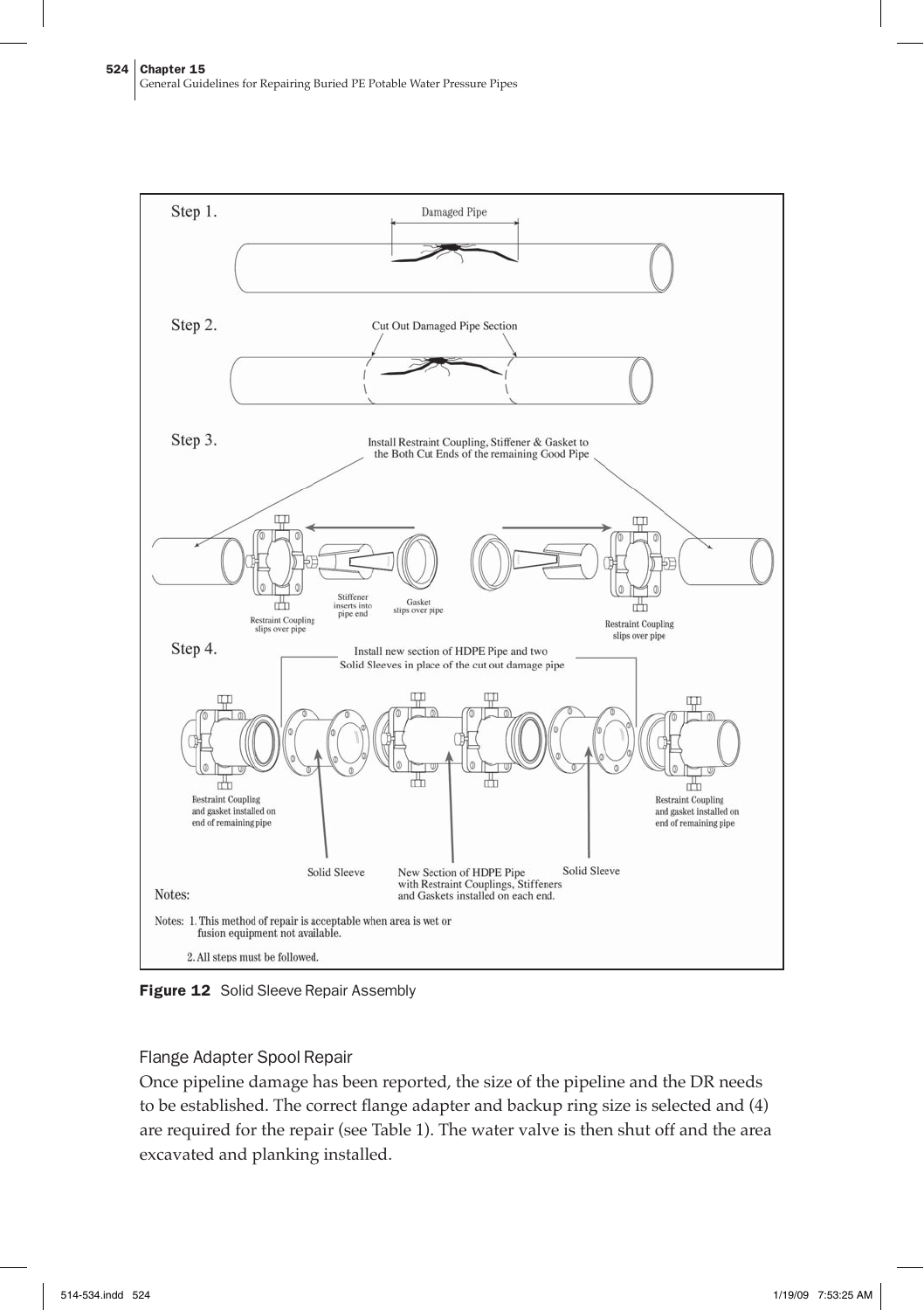Step 1.

Damaged Pipe

Step 2.

Cut Out Damaged Pipe Section

Step 3.

Install Restraint Coupling, Stiffener & Gasket to the Both Cut Ends of the remaining Good Pipe

Restraint Coupling slips over pipe

Stiffener inserts into pipe end

Gasket slips over pipe

Restraint Coupling slips over pipe

Step 4.

Install new section of HDPE Pipe and two Solid Sleeves in place of the cut out damage pipe

Restraint Coupling and gasket installed on end of remaining pipe

Solid Sleeve

New Section of HDPE Pipe with Restraint Couplings, Stiffeners and Gaskets installed on each end.

Solid Sleeve

Restraint Coupling and gasket installed on end of remaining pipe

Notes:

Notes: 1. This method of repair is acceptable when area is wet or fusion equipment not available.

2. All steps must be followed.

**Figure 12** Solid Sleeve Repair Assembly

### Flange Adapter Spool Repair

Once pipeline damage has been reported, the size of the pipeline and the DR needs to be established. The correct flange adapter and backup ring size is selected and (4) are required for the repair (see Table 1). The water valve is then shut off and the area excavated and planking installed.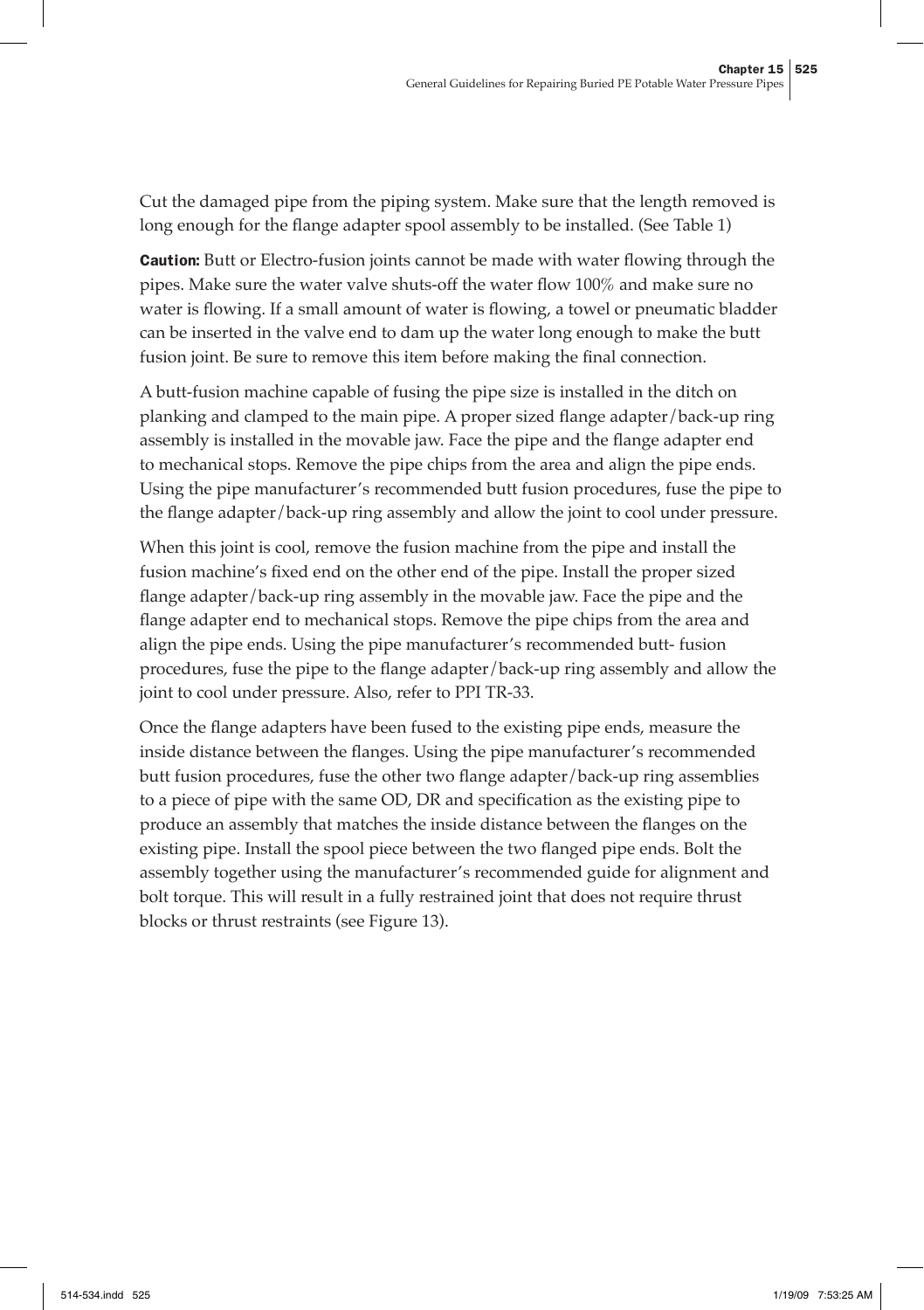Cut the damaged pipe from the piping system. Make sure that the length removed is long enough for the flange adapter spool assembly to be installed. (See Table 1)

**Caution:** Butt or Electro-fusion joints cannot be made with water flowing through the pipes. Make sure the water valve shuts-off the water flow 100% and make sure no water is flowing. If a small amount of water is flowing, a towel or pneumatic bladder can be inserted in the valve end to dam up the water long enough to make the butt fusion joint. Be sure to remove this item before making the final connection.

A butt-fusion machine capable of fusing the pipe size is installed in the ditch on planking and clamped to the main pipe. A proper sized flange adapter/back-up ring assembly is installed in the movable jaw. Face the pipe and the flange adapter end to mechanical stops. Remove the pipe chips from the area and align the pipe ends. Using the pipe manufacturer's recommended butt fusion procedures, fuse the pipe to the flange adapter/back-up ring assembly and allow the joint to cool under pressure.

When this joint is cool, remove the fusion machine from the pipe and install the fusion machine's fixed end on the other end of the pipe. Install the proper sized flange adapter/back-up ring assembly in the movable jaw. Face the pipe and the flange adapter end to mechanical stops. Remove the pipe chips from the area and align the pipe ends. Using the pipe manufacturer's recommended butt- fusion procedures, fuse the pipe to the flange adapter/back-up ring assembly and allow the joint to cool under pressure. Also, refer to PPI TR-33.

Once the flange adapters have been fused to the existing pipe ends, measure the inside distance between the flanges. Using the pipe manufacturer's recommended butt fusion procedures, fuse the other two flange adapter/back-up ring assemblies to a piece of pipe with the same OD, DR and specification as the existing pipe to produce an assembly that matches the inside distance between the flanges on the existing pipe. Install the spool piece between the two flanged pipe ends. Bolt the assembly together using the manufacturer's recommended guide for alignment and bolt torque. This will result in a fully restrained joint that does not require thrust blocks or thrust restraints (see Figure 13).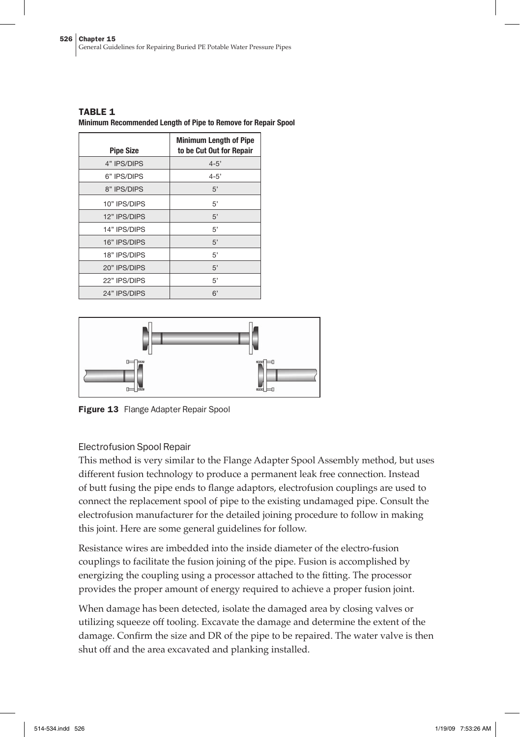**TABLE 1**
**Minimum Recommended Length of Pipe to Remove for Repair Spool**

| Pipe Size | Minimum Length of Pipe to be Cut Out for Repair |
|---|---|
| 4" IPS/DIPS | 4-5' |
| 6" IPS/DIPS | 4-5' |
| 8" IPS/DIPS | 5' |
| 10" IPS/DIPS | 5' |
| 12" IPS/DIPS | 5' |
| 14" IPS/DIPS | 5' |
| 16" IPS/DIPS | 5' |
| 18" IPS/DIPS | 5' |
| 20" IPS/DIPS | 5' |
| 22" IPS/DIPS | 5' |
| 24" IPS/DIPS | 6' |

**Figure 13** Flange Adapter Repair Spool

### Electrofusion Spool Repair

This method is very similar to the Flange Adapter Spool Assembly method, but uses different fusion technology to produce a permanent leak free connection. Instead of butt fusing the pipe ends to flange adaptors, electrofusion couplings are used to connect the replacement spool of pipe to the existing undamaged pipe. Consult the electrofusion manufacturer for the detailed joining procedure to follow in making this joint. Here are some general guidelines for follow.

Resistance wires are imbedded into the inside diameter of the electro-fusion couplings to facilitate the fusion joining of the pipe. Fusion is accomplished by energizing the coupling using a processor attached to the fitting. The processor provides the proper amount of energy required to achieve a proper fusion joint.

When damage has been detected, isolate the damaged area by closing valves or utilizing squeeze off tooling. Excavate the damage and determine the extent of the damage. Confirm the size and DR of the pipe to be repaired. The water valve is then shut off and the area excavated and planking installed.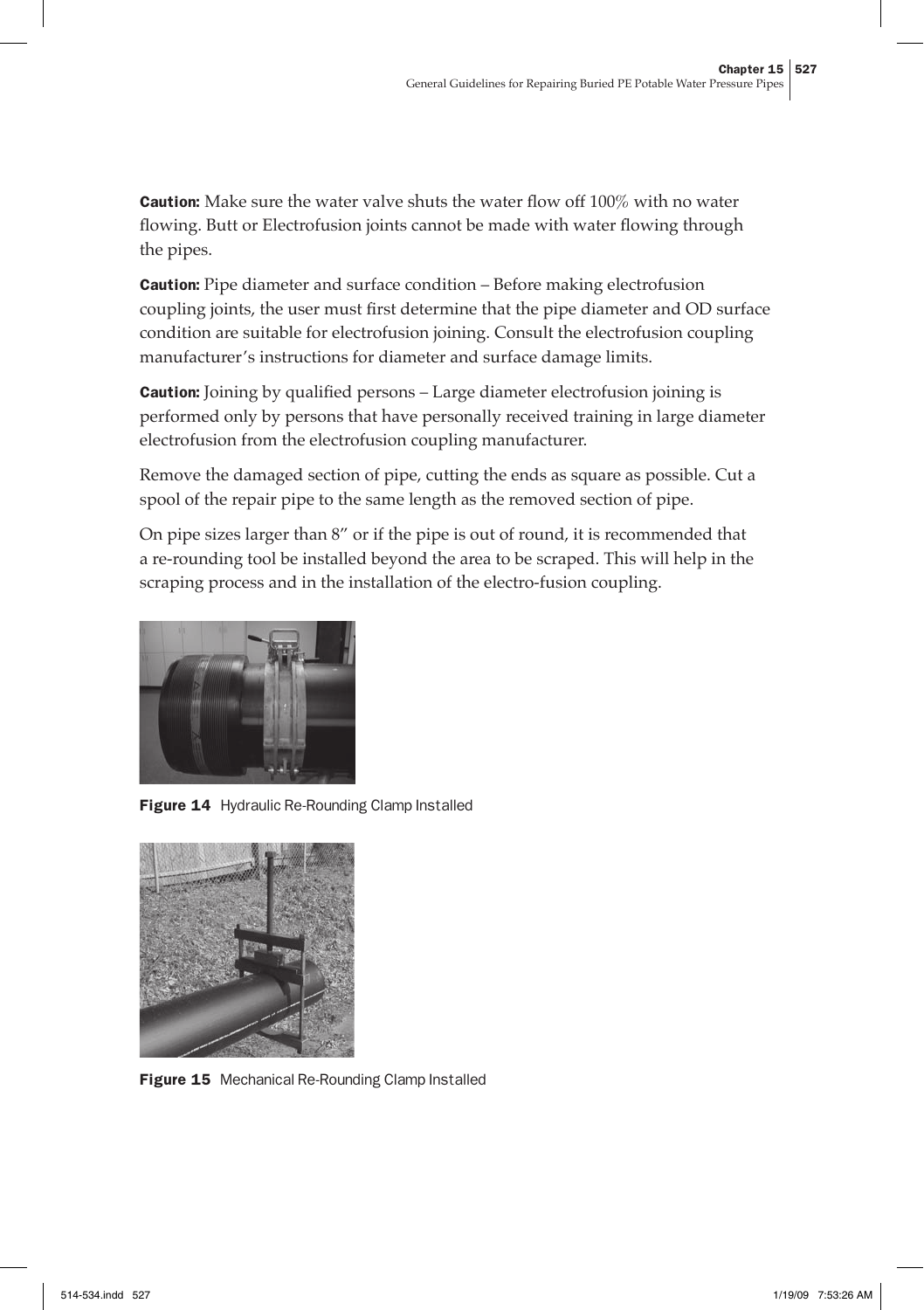**Caution:** Make sure the water valve shuts the water flow off 100% with no water flowing. Butt or Electrofusion joints cannot be made with water flowing through the pipes.

**Caution:** Pipe diameter and surface condition – Before making electrofusion coupling joints, the user must first determine that the pipe diameter and OD surface condition are suitable for electrofusion joining. Consult the electrofusion coupling manufacturer's instructions for diameter and surface damage limits.

**Caution:** Joining by qualified persons – Large diameter electrofusion joining is performed only by persons that have personally received training in large diameter electrofusion from the electrofusion coupling manufacturer.

Remove the damaged section of pipe, cutting the ends as square as possible. Cut a spool of the repair pipe to the same length as the removed section of pipe.

On pipe sizes larger than 8" or if the pipe is out of round, it is recommended that a re-rounding tool be installed beyond the area to be scraped. This will help in the scraping process and in the installation of the electro-fusion coupling.

**Figure 14** Hydraulic Re-Rounding Clamp Installed

**Figure 15** Mechanical Re-Rounding Clamp Installed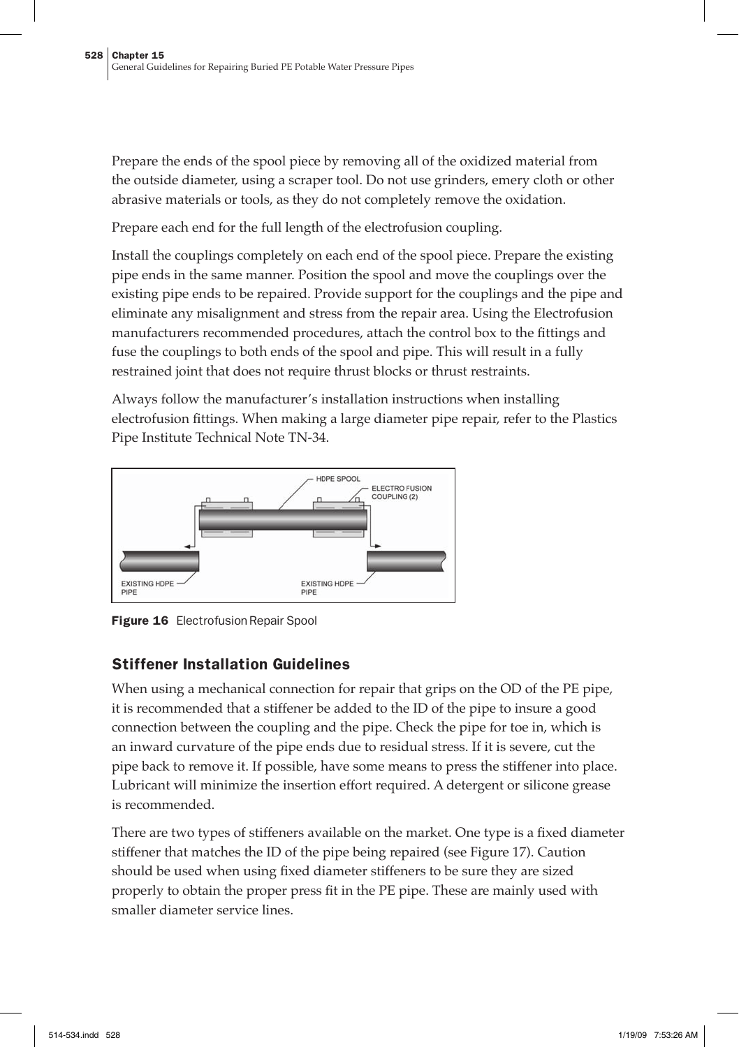Prepare the ends of the spool piece by removing all of the oxidized material from the outside diameter, using a scraper tool. Do not use grinders, emery cloth or other abrasive materials or tools, as they do not completely remove the oxidation.

Prepare each end for the full length of the electrofusion coupling.

Install the couplings completely on each end of the spool piece. Prepare the existing pipe ends in the same manner. Position the spool and move the couplings over the existing pipe ends to be repaired. Provide support for the couplings and the pipe and eliminate any misalignment and stress from the repair area. Using the Electrofusion manufacturers recommended procedures, attach the control box to the fittings and fuse the couplings to both ends of the spool and pipe. This will result in a fully restrained joint that does not require thrust blocks or thrust restraints.

Always follow the manufacturer's installation instructions when installing electrofusion fittings. When making a large diameter pipe repair, refer to the Plastics Pipe Institute Technical Note TN-34.

HDPE SPOOL

ELECTRO FUSION COUPLING (2)

EXISTING HDPE PIPE

EXISTING HDPE PIPE

**Figure 16** Electrofusion Repair Spool

### Stiffener Installation Guidelines

When using a mechanical connection for repair that grips on the OD of the PE pipe, it is recommended that a stiffener be added to the ID of the pipe to insure a good connection between the coupling and the pipe. Check the pipe for toe in, which is an inward curvature of the pipe ends due to residual stress. If it is severe, cut the pipe back to remove it. If possible, have some means to press the stiffener into place. Lubricant will minimize the insertion effort required. A detergent or silicone grease is recommended.

There are two types of stiffeners available on the market. One type is a fixed diameter stiffener that matches the ID of the pipe being repaired (see Figure 17). Caution should be used when using fixed diameter stiffeners to be sure they are sized properly to obtain the proper press fit in the PE pipe. These are mainly used with smaller diameter service lines.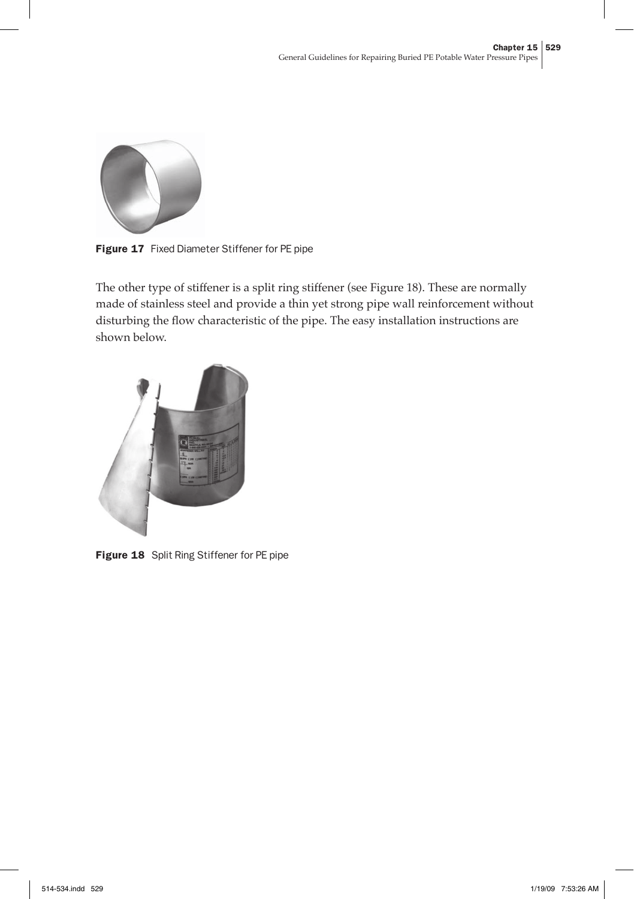Figure 17 Fixed Diameter Stiffener for PE pipe

The other type of stiffener is a split ring stiffener (see Figure 18). These are normally made of stainless steel and provide a thin yet strong pipe wall reinforcement without disturbing the flow characteristic of the pipe. The easy installation instructions are shown below.

Figure 18 Split Ring Stiffener for PE pipe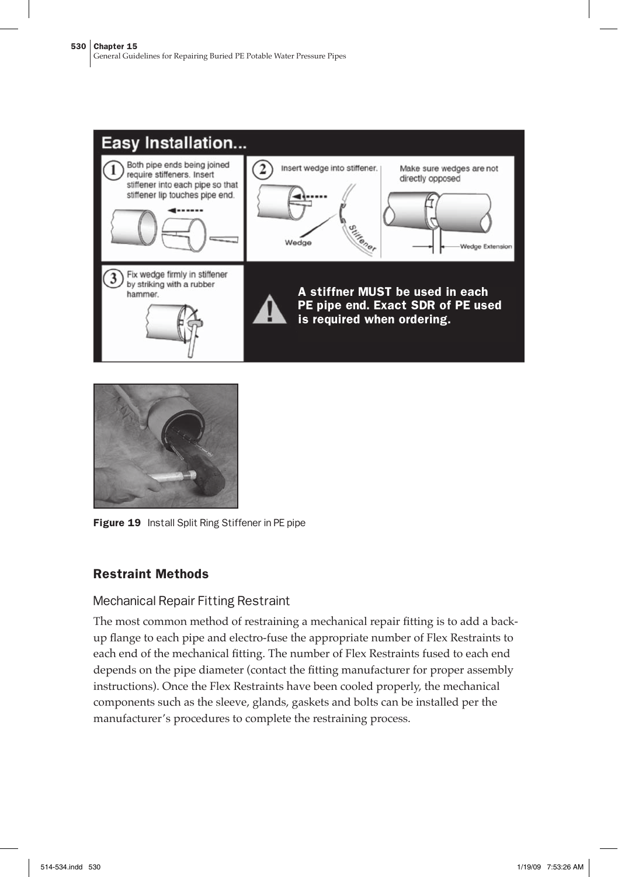Easy Installation...

1 Both pipe ends being joined require stiffeners. Insert stiffener into each pipe so that stiffener lip touches pipe end.

2 Insert wedge into stiffener. Make sure wedges are not directly opposed

Wedge

Stiffener

Wedge Extension

3 Fix wedge firmly in stiffener by striking with a rubber hammer.

**A stiffner MUST be used in each PE pipe end. Exact SDR of PE used is required when ordering.**

**Figure 19** Install Split Ring Stiffener in PE pipe

## Restraint Methods

### Mechanical Repair Fitting Restraint

The most common method of restraining a mechanical repair fitting is to add a back-up flange to each pipe and electro-fuse the appropriate number of Flex Restraints to each end of the mechanical fitting. The number of Flex Restraints fused to each end depends on the pipe diameter (contact the fitting manufacturer for proper assembly instructions). Once the Flex Restraints have been cooled properly, the mechanical components such as the sleeve, glands, gaskets and bolts can be installed per the manufacturer's procedures to complete the restraining process.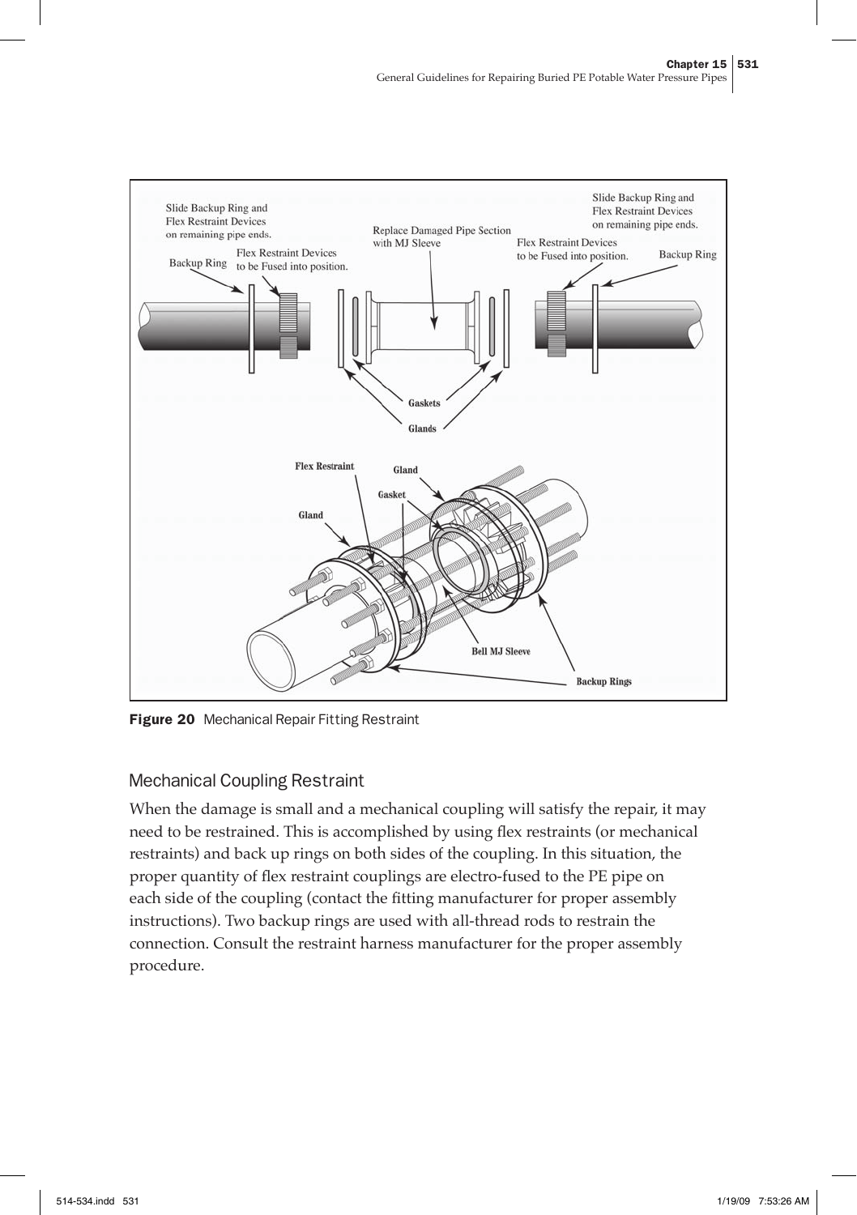Figure 20 Mechanical Repair Fitting Restraint

## Mechanical Coupling Restraint

When the damage is small and a mechanical coupling will satisfy the repair, it may need to be restrained. This is accomplished by using flex restraints (or mechanical restraints) and back up rings on both sides of the coupling. In this situation, the proper quantity of flex restraint couplings are electro-fused to the PE pipe on each side of the coupling (contact the fitting manufacturer for proper assembly instructions). Two backup rings are used with all-thread rods to restrain the connection. Consult the restraint harness manufacturer for the proper assembly procedure.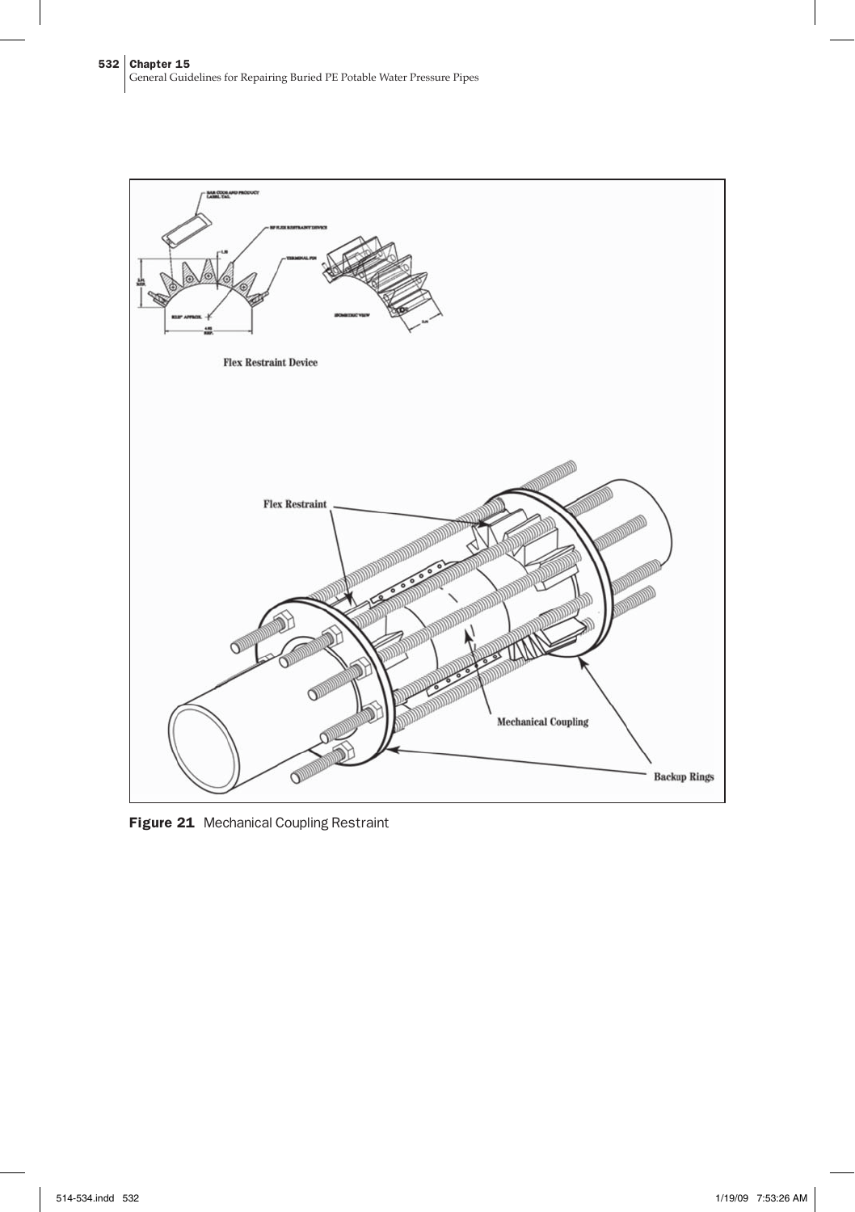Figure 21  Mechanical Coupling Restraint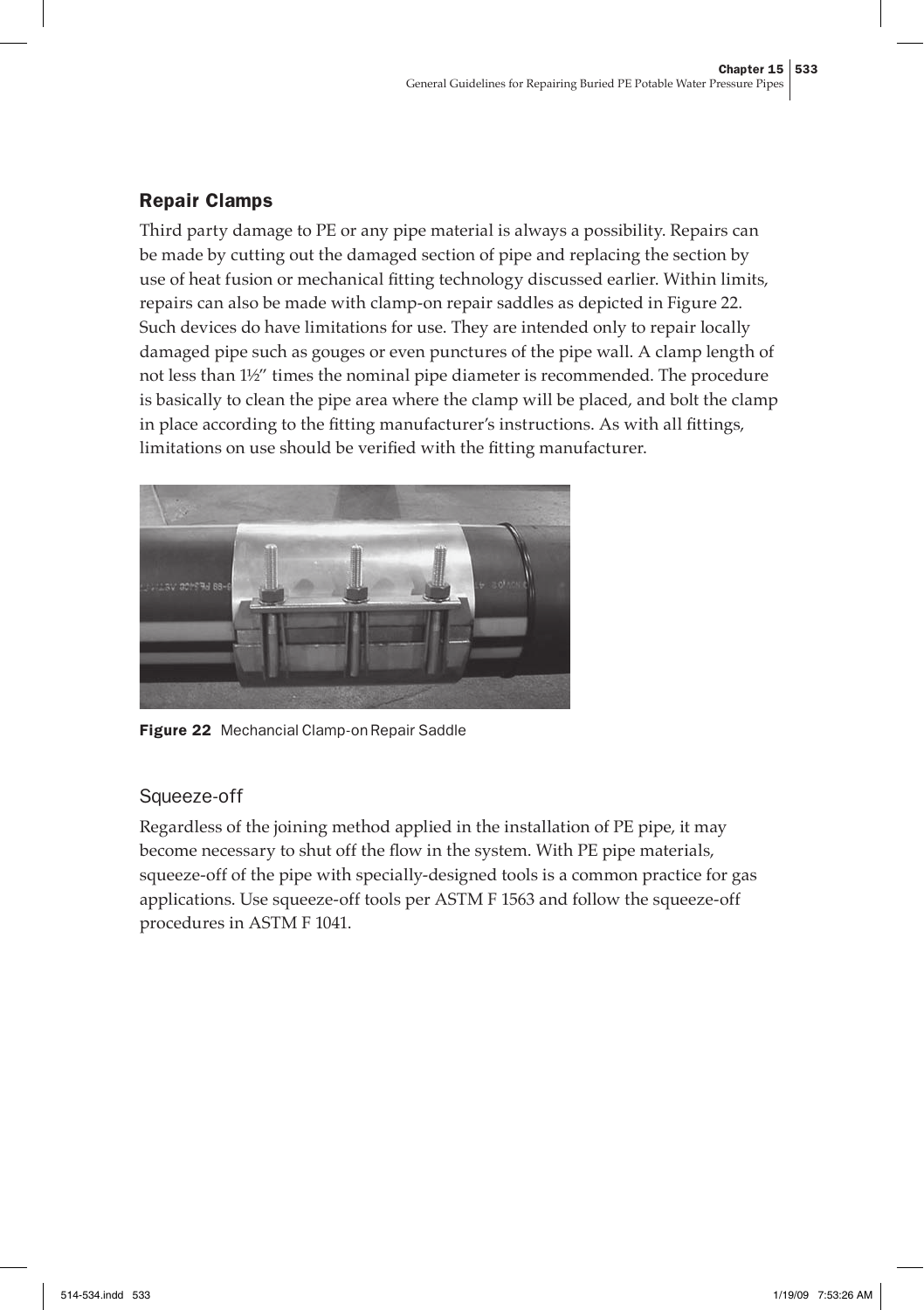## Repair Clamps

Third party damage to PE or any pipe material is always a possibility. Repairs can be made by cutting out the damaged section of pipe and replacing the section by use of heat fusion or mechanical fitting technology discussed earlier. Within limits, repairs can also be made with clamp-on repair saddles as depicted in Figure 22. Such devices do have limitations for use. They are intended only to repair locally damaged pipe such as gouges or even punctures of the pipe wall. A clamp length of not less than 1½" times the nominal pipe diameter is recommended. The procedure is basically to clean the pipe area where the clamp will be placed, and bolt the clamp in place according to the fitting manufacturer's instructions. As with all fittings, limitations on use should be verified with the fitting manufacturer.

**Figure 22** Mechancial Clamp-on Repair Saddle

### Squeeze-off

Regardless of the joining method applied in the installation of PE pipe, it may become necessary to shut off the flow in the system. With PE pipe materials, squeeze-off of the pipe with specially-designed tools is a common practice for gas applications. Use squeeze-off tools per ASTM F 1563 and follow the squeeze-off procedures in ASTM F 1041.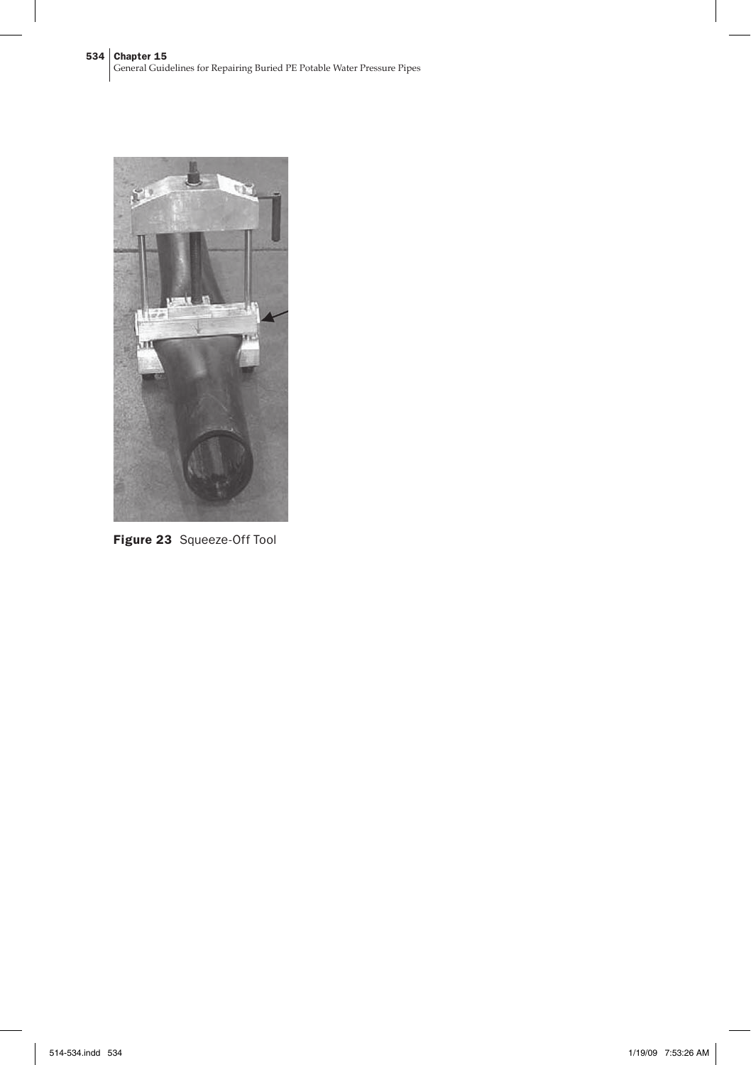Figure 23 Squeeze-Off Tool